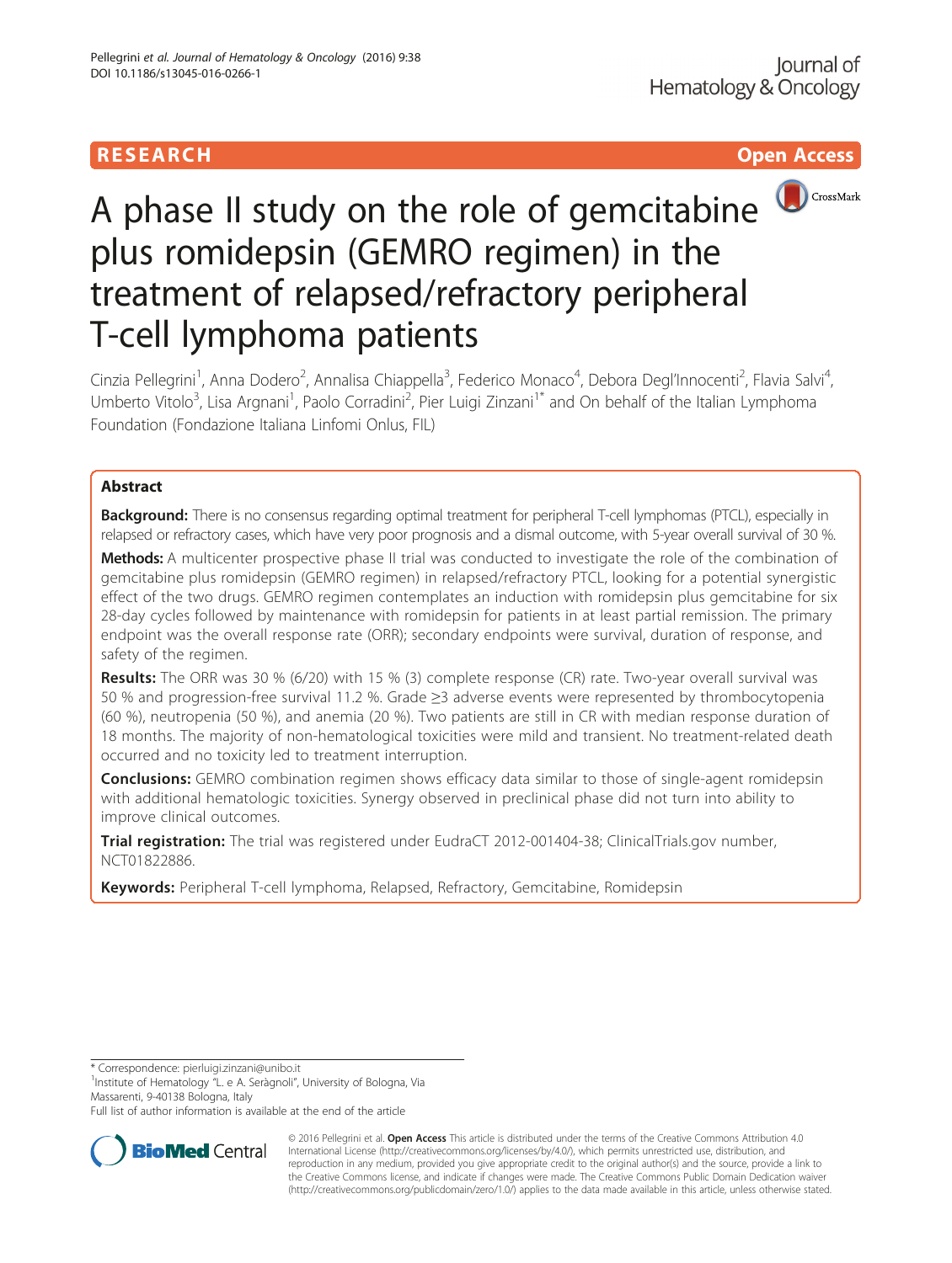RESEARCH **Open Access**

# A phase II study on the role of gemcitabine plus romidepsin (GEMRO regimen) in the treatment of relapsed/refractory peripheral T-cell lymphoma patients

Cinzia Pellegrini[1], Anna Dodero[2], Annalisa Chiappella[3], Federico Monaco[4], Debora Degl'Innocenti[2], Flavia Salvi[4], Umberto Vitolo[3], Lisa Argnani[1], Paolo Corradini[2], Pier Luigi Zinzani[1*] and On behalf of the Italian Lymphoma Foundation (Fondazione Italiana Linfomi Onlus, FIL)

## Abstract

**Background:** There is no consensus regarding optimal treatment for peripheral T-cell lymphomas (PTCL), especially in relapsed or refractory cases, which have very poor prognosis and a dismal outcome, with 5-year overall survival of 30 %.

**Methods:** A multicenter prospective phase II trial was conducted to investigate the role of the combination of gemcitabine plus romidepsin (GEMRO regimen) in relapsed/refractory PTCL, looking for a potential synergistic effect of the two drugs. GEMRO regimen contemplates an induction with romidepsin plus gemcitabine for six 28-day cycles followed by maintenance with romidepsin for patients in at least partial remission. The primary endpoint was the overall response rate (ORR); secondary endpoints were survival, duration of response, and safety of the regimen.

**Results:** The ORR was 30 % (6/20) with 15 % (3) complete response (CR) rate. Two-year overall survival was 50 % and progression-free survival 11.2 %. Grade ≥3 adverse events were represented by thrombocytopenia (60 %), neutropenia (50 %), and anemia (20 %). Two patients are still in CR with median response duration of 18 months. The majority of non-hematological toxicities were mild and transient. No treatment-related death occurred and no toxicity led to treatment interruption.

**Conclusions:** GEMRO combination regimen shows efficacy data similar to those of single-agent romidepsin with additional hematologic toxicities. Synergy observed in preclinical phase did not turn into ability to improve clinical outcomes.

**Trial registration:** The trial was registered under EudraCT 2012-001404-38; ClinicalTrials.gov number, NCT01822886.

**Keywords:** Peripheral T-cell lymphoma, Relapsed, Refractory, Gemcitabine, Romidepsin

\* Correspondence: pierluigi.zinzani@unibo.it
[1]Institute of Hematology "L. e A. Seràgnoli", University of Bologna, Via Massarenti, 9-40138 Bologna, Italy
Full list of author information is available at the end of the article

© 2016 Pellegrini et al. **Open Access** This article is distributed under the terms of the Creative Commons Attribution 4.0 International License (http://creativecommons.org/licenses/by/4.0/), which permits unrestricted use, distribution, and reproduction in any medium, provided you give appropriate credit to the original author(s) and the source, provide a link to the Creative Commons license, and indicate if changes were made. The Creative Commons Public Domain Dedication waiver (http://creativecommons.org/publicdomain/zero/1.0/) applies to the data made available in this article, unless otherwise stated.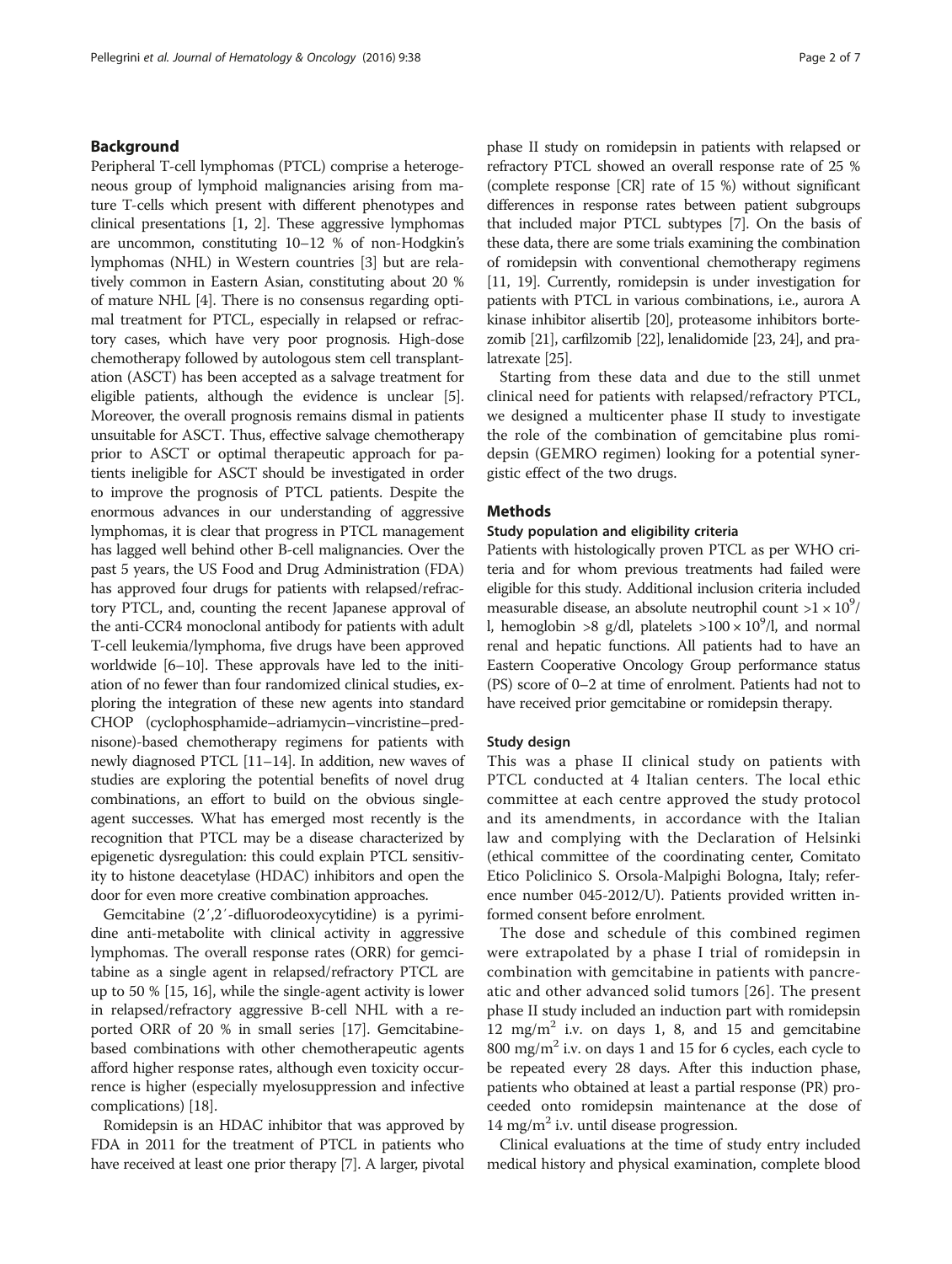## Background

Peripheral T-cell lymphomas (PTCL) comprise a heterogeneous group of lymphoid malignancies arising from mature T-cells which present with different phenotypes and clinical presentations [1, 2]. These aggressive lymphomas are uncommon, constituting 10–12 % of non-Hodgkin's lymphomas (NHL) in Western countries [3] but are relatively common in Eastern Asian, constituting about 20 % of mature NHL [4]. There is no consensus regarding optimal treatment for PTCL, especially in relapsed or refractory cases, which have very poor prognosis. High-dose chemotherapy followed by autologous stem cell transplantation (ASCT) has been accepted as a salvage treatment for eligible patients, although the evidence is unclear [5]. Moreover, the overall prognosis remains dismal in patients unsuitable for ASCT. Thus, effective salvage chemotherapy prior to ASCT or optimal therapeutic approach for patients ineligible for ASCT should be investigated in order to improve the prognosis of PTCL patients. Despite the enormous advances in our understanding of aggressive lymphomas, it is clear that progress in PTCL management has lagged well behind other B-cell malignancies. Over the past 5 years, the US Food and Drug Administration (FDA) has approved four drugs for patients with relapsed/refractory PTCL, and, counting the recent Japanese approval of the anti-CCR4 monoclonal antibody for patients with adult T-cell leukemia/lymphoma, five drugs have been approved worldwide [6–10]. These approvals have led to the initiation of no fewer than four randomized clinical studies, exploring the integration of these new agents into standard CHOP (cyclophosphamide–adriamycin–vincristine–prednisone)-based chemotherapy regimens for patients with newly diagnosed PTCL [11–14]. In addition, new waves of studies are exploring the potential benefits of novel drug combinations, an effort to build on the obvious single-agent successes. What has emerged most recently is the recognition that PTCL may be a disease characterized by epigenetic dysregulation: this could explain PTCL sensitivity to histone deacetylase (HDAC) inhibitors and open the door for even more creative combination approaches.

Gemcitabine (2′,2′-difluorodeoxycytidine) is a pyrimidine anti-metabolite with clinical activity in aggressive lymphomas. The overall response rates (ORR) for gemcitabine as a single agent in relapsed/refractory PTCL are up to 50 % [15, 16], while the single-agent activity is lower in relapsed/refractory aggressive B-cell NHL with a reported ORR of 20 % in small series [17]. Gemcitabine-based combinations with other chemotherapeutic agents afford higher response rates, although even toxicity occurrence is higher (especially myelosuppression and infective complications) [18].

Romidepsin is an HDAC inhibitor that was approved by FDA in 2011 for the treatment of PTCL in patients who have received at least one prior therapy [7]. A larger, pivotal phase II study on romidepsin in patients with relapsed or refractory PTCL showed an overall response rate of 25 % (complete response [CR] rate of 15 %) without significant differences in response rates between patient subgroups that included major PTCL subtypes [7]. On the basis of these data, there are some trials examining the combination of romidepsin with conventional chemotherapy regimens [11, 19]. Currently, romidepsin is under investigation for patients with PTCL in various combinations, i.e., aurora A kinase inhibitor alisertib [20], proteasome inhibitors bortezomib [21], carfilzomib [22], lenalidomide [23, 24], and pralatrexate [25].

Starting from these data and due to the still unmet clinical need for patients with relapsed/refractory PTCL, we designed a multicenter phase II study to investigate the role of the combination of gemcitabine plus romidepsin (GEMRO regimen) looking for a potential synergistic effect of the two drugs.

## Methods

### Study population and eligibility criteria

Patients with histologically proven PTCL as per WHO criteria and for whom previous treatments had failed were eligible for this study. Additional inclusion criteria included measurable disease, an absolute neutrophil count $>1 \times 10^9$/l, hemoglobin >8 g/dl, platelets $>100 \times 10^9$/l, and normal renal and hepatic functions. All patients had to have an Eastern Cooperative Oncology Group performance status (PS) score of 0–2 at time of enrolment. Patients had not to have received prior gemcitabine or romidepsin therapy.

### Study design

This was a phase II clinical study on patients with PTCL conducted at 4 Italian centers. The local ethic committee at each centre approved the study protocol and its amendments, in accordance with the Italian law and complying with the Declaration of Helsinki (ethical committee of the coordinating center, Comitato Etico Policlinico S. Orsola-Malpighi Bologna, Italy; reference number 045-2012/U). Patients provided written informed consent before enrolment.

The dose and schedule of this combined regimen were extrapolated by a phase I trial of romidepsin in combination with gemcitabine in patients with pancreatic and other advanced solid tumors [26]. The present phase II study included an induction part with romidepsin 12 $mg/m^2$ i.v. on days 1, 8, and 15 and gemcitabine 800 $mg/m^2$ i.v. on days 1 and 15 for 6 cycles, each cycle to be repeated every 28 days. After this induction phase, patients who obtained at least a partial response (PR) proceeded onto romidepsin maintenance at the dose of 14 $mg/m^2$ i.v. until disease progression.

Clinical evaluations at the time of study entry included medical history and physical examination, complete blood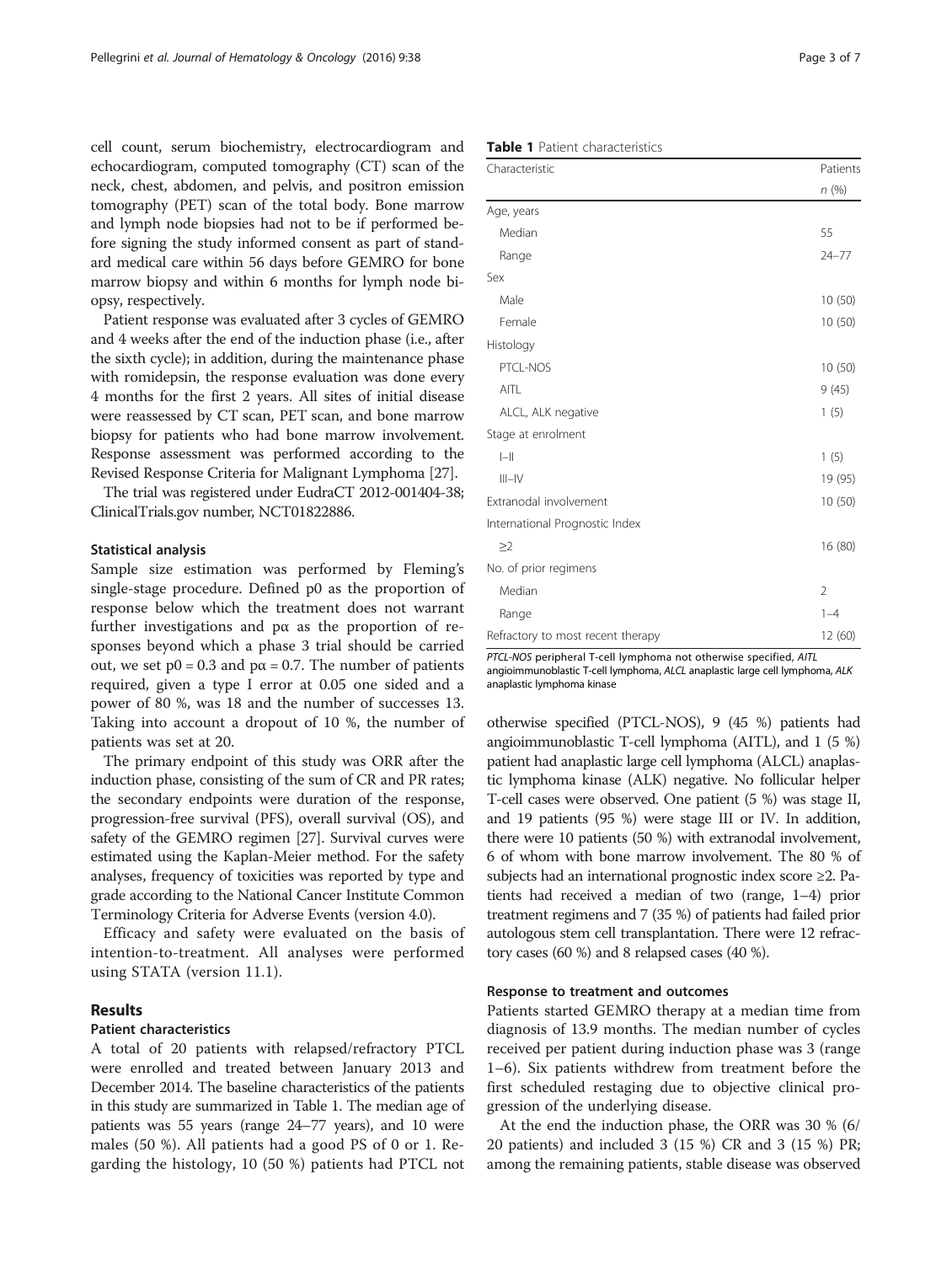cell count, serum biochemistry, electrocardiogram and echocardiogram, computed tomography (CT) scan of the neck, chest, abdomen, and pelvis, and positron emission tomography (PET) scan of the total body. Bone marrow and lymph node biopsies had not to be if performed before signing the study informed consent as part of standard medical care within 56 days before GEMRO for bone marrow biopsy and within 6 months for lymph node biopsy, respectively.

Patient response was evaluated after 3 cycles of GEMRO and 4 weeks after the end of the induction phase (i.e., after the sixth cycle); in addition, during the maintenance phase with romidepsin, the response evaluation was done every 4 months for the first 2 years. All sites of initial disease were reassessed by CT scan, PET scan, and bone marrow biopsy for patients who had bone marrow involvement. Response assessment was performed according to the Revised Response Criteria for Malignant Lymphoma [27].

The trial was registered under EudraCT 2012-001404-38; ClinicalTrials.gov number, NCT01822886.

### Statistical analysis

Sample size estimation was performed by Fleming's single-stage procedure. Defined p0 as the proportion of response below which the treatment does not warrant further investigations and pα as the proportion of responses beyond which a phase 3 trial should be carried out, we set p0 = 0.3 and pα = 0.7. The number of patients required, given a type I error at 0.05 one sided and a power of 80 %, was 18 and the number of successes 13. Taking into account a dropout of 10 %, the number of patients was set at 20.

The primary endpoint of this study was ORR after the induction phase, consisting of the sum of CR and PR rates; the secondary endpoints were duration of the response, progression-free survival (PFS), overall survival (OS), and safety of the GEMRO regimen [27]. Survival curves were estimated using the Kaplan-Meier method. For the safety analyses, frequency of toxicities was reported by type and grade according to the National Cancer Institute Common Terminology Criteria for Adverse Events (version 4.0).

Efficacy and safety were evaluated on the basis of intention-to-treatment. All analyses were performed using STATA (version 11.1).

## Results

### Patient characteristics

A total of 20 patients with relapsed/refractory PTCL were enrolled and treated between January 2013 and December 2014. The baseline characteristics of the patients in this study are summarized in Table 1. The median age of patients was 55 years (range 24–77 years), and 10 were males (50 %). All patients had a good PS of 0 or 1. Regarding the histology, 10 (50 %) patients had PTCL not otherwise specified (PTCL-NOS), 9 (45 %) patients had angioimmunoblastic T-cell lymphoma (AITL), and 1 (5 %) patient had anaplastic large cell lymphoma (ALCL) anaplastic lymphoma kinase (ALK) negative. No follicular helper T-cell cases were observed. One patient (5 %) was stage II, and 19 patients (95 %) were stage III or IV. In addition, there were 10 patients (50 %) with extranodal involvement, 6 of whom with bone marrow involvement. The 80 % of subjects had an international prognostic index score ≥2. Patients had received a median of two (range, 1–4) prior treatment regimens and 7 (35 %) of patients had failed prior autologous stem cell transplantation. There were 12 refractory cases (60 %) and 8 relapsed cases (40 %).

**Table 1** Patient characteristics

| Characteristic | Patients *n* (%) |
|---|---|
| Age, years | |
| Median | 55 |
| Range | 24–77 |
| Sex | |
| Male | 10 (50) |
| Female | 10 (50) |
| Histology | |
| PTCL-NOS | 10 (50) |
| AITL | 9 (45) |
| ALCL, ALK negative | 1 (5) |
| Stage at enrolment | |
| I–II | 1 (5) |
| III–IV | 19 (95) |
| Extranodal involvement | 10 (50) |
| International Prognostic Index | |
| ≥2 | 16 (80) |
| No. of prior regimens | |
| Median | 2 |
| Range | 1–4 |
| Refractory to most recent therapy | 12 (60) |

*PTCL-NOS* peripheral T-cell lymphoma not otherwise specified, *AITL* angioimmunoblastic T-cell lymphoma, *ALCL* anaplastic large cell lymphoma, *ALK* anaplastic lymphoma kinase

### Response to treatment and outcomes

Patients started GEMRO therapy at a median time from diagnosis of 13.9 months. The median number of cycles received per patient during induction phase was 3 (range 1–6). Six patients withdrew from treatment before the first scheduled restaging due to objective clinical progression of the underlying disease.

At the end the induction phase, the ORR was 30 % (6/20 patients) and included 3 (15 %) CR and 3 (15 %) PR; among the remaining patients, stable disease was observed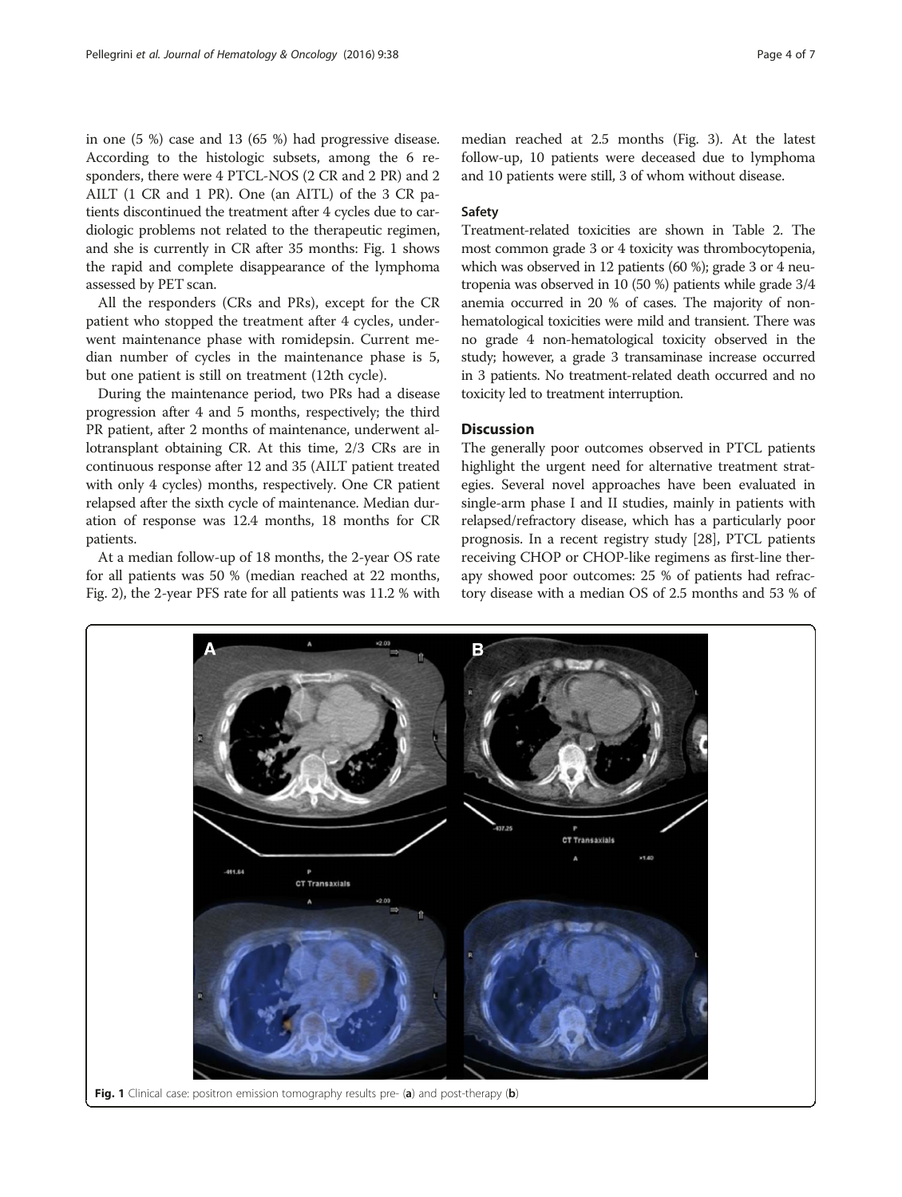in one (5 %) case and 13 (65 %) had progressive disease. According to the histologic subsets, among the 6 responders, there were 4 PTCL-NOS (2 CR and 2 PR) and 2 AILT (1 CR and 1 PR). One (an AITL) of the 3 CR patients discontinued the treatment after 4 cycles due to cardiologic problems not related to the therapeutic regimen, and she is currently in CR after 35 months: Fig. 1 shows the rapid and complete disappearance of the lymphoma assessed by PET scan.

All the responders (CRs and PRs), except for the CR patient who stopped the treatment after 4 cycles, underwent maintenance phase with romidepsin. Current median number of cycles in the maintenance phase is 5, but one patient is still on treatment (12th cycle).

During the maintenance period, two PRs had a disease progression after 4 and 5 months, respectively; the third PR patient, after 2 months of maintenance, underwent allotransplant obtaining CR. At this time, 2/3 CRs are in continuous response after 12 and 35 (AILT patient treated with only 4 cycles) months, respectively. One CR patient relapsed after the sixth cycle of maintenance. Median duration of response was 12.4 months, 18 months for CR patients.

At a median follow-up of 18 months, the 2-year OS rate for all patients was 50 % (median reached at 22 months, Fig. 2), the 2-year PFS rate for all patients was 11.2 % with median reached at 2.5 months (Fig. 3). At the latest follow-up, 10 patients were deceased due to lymphoma and 10 patients were still, 3 of whom without disease.

### Safety

Treatment-related toxicities are shown in Table 2. The most common grade 3 or 4 toxicity was thrombocytopenia, which was observed in 12 patients (60 %); grade 3 or 4 neutropenia was observed in 10 (50 %) patients while grade 3/4 anemia occurred in 20 % of cases. The majority of non-hematological toxicities were mild and transient. There was no grade 4 non-hematological toxicity observed in the study; however, a grade 3 transaminase increase occurred in 3 patients. No treatment-related death occurred and no toxicity led to treatment interruption.

## Discussion

The generally poor outcomes observed in PTCL patients highlight the urgent need for alternative treatment strategies. Several novel approaches have been evaluated in single-arm phase I and II studies, mainly in patients with relapsed/refractory disease, which has a particularly poor prognosis. In a recent registry study [28], PTCL patients receiving CHOP or CHOP-like regimens as first-line therapy showed poor outcomes: 25 % of patients had refractory disease with a median OS of 2.5 months and 53 % of

**Fig. 1** Clinical case: positron emission tomography results pre- (**a**) and post-therapy (**b**)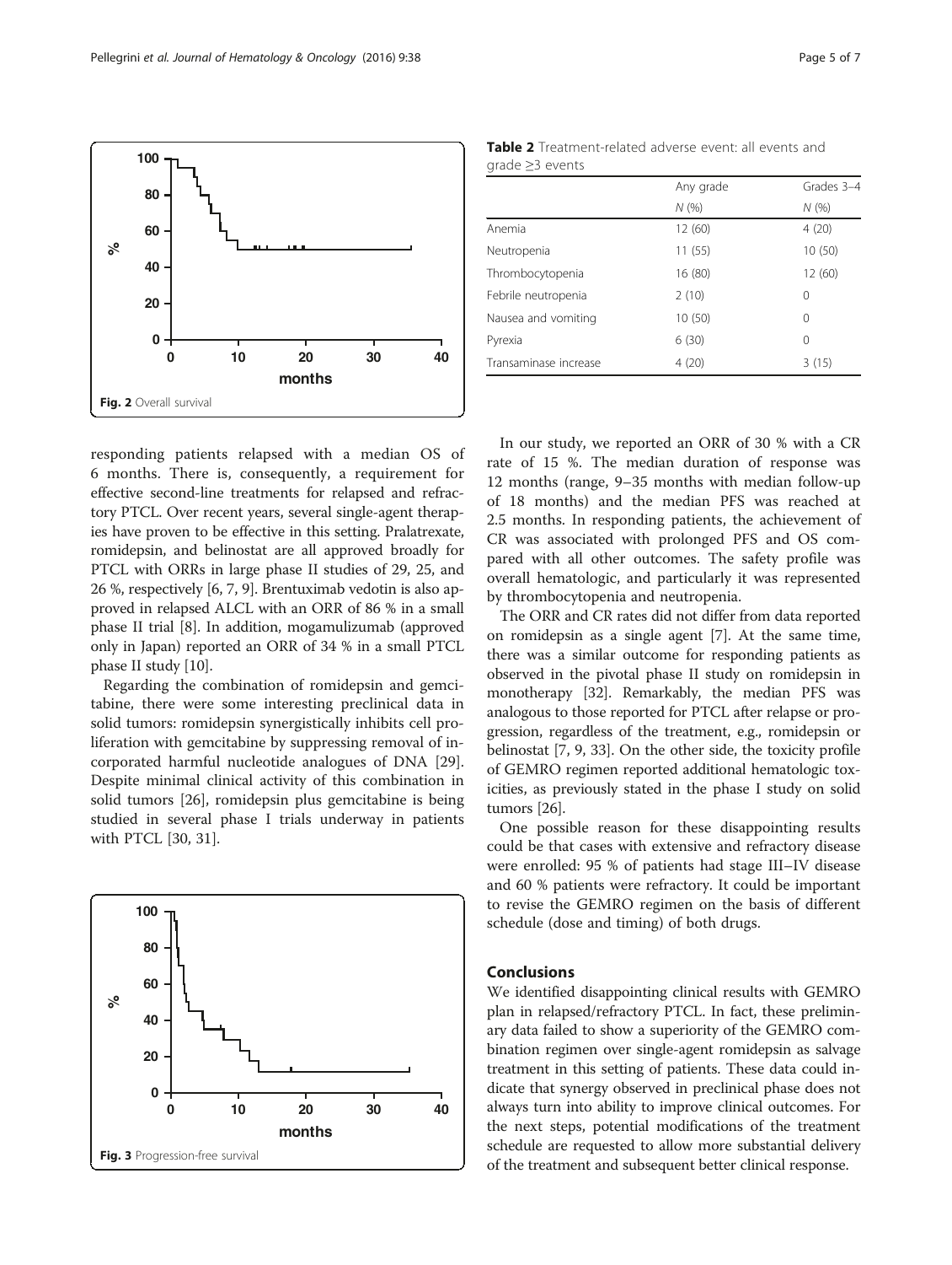Fig. 2 Overall survival

Table 2 Treatment-related adverse event: all events and grade ≥3 events

| | Any grade | Grades 3–4 |
|---|---|---|
| | N (%) | N (%) |
| Anemia | 12 (60) | 4 (20) |
| Neutropenia | 11 (55) | 10 (50) |
| Thrombocytopenia | 16 (80) | 12 (60) |
| Febrile neutropenia | 2 (10) | 0 |
| Nausea and vomiting | 10 (50) | 0 |
| Pyrexia | 6 (30) | 0 |
| Transaminase increase | 4 (20) | 3 (15) |

responding patients relapsed with a median OS of 6 months. There is, consequently, a requirement for effective second-line treatments for relapsed and refractory PTCL. Over recent years, several single-agent therapies have proven to be effective in this setting. Pralatrexate, romidepsin, and belinostat are all approved broadly for PTCL with ORRs in large phase II studies of 29, 25, and 26 %, respectively [6, 7, 9]. Brentuximab vedotin is also approved in relapsed ALCL with an ORR of 86 % in a small phase II trial [8]. In addition, mogamulizumab (approved only in Japan) reported an ORR of 34 % in a small PTCL phase II study [10].

Regarding the combination of romidepsin and gemcitabine, there were some interesting preclinical data in solid tumors: romidepsin synergistically inhibits cell proliferation with gemcitabine by suppressing removal of incorporated harmful nucleotide analogues of DNA [29]. Despite minimal clinical activity of this combination in solid tumors [26], romidepsin plus gemcitabine is being studied in several phase I trials underway in patients with PTCL [30, 31].

Fig. 3 Progression-free survival

In our study, we reported an ORR of 30 % with a CR rate of 15 %. The median duration of response was 12 months (range, 9–35 months with median follow-up of 18 months) and the median PFS was reached at 2.5 months. In responding patients, the achievement of CR was associated with prolonged PFS and OS compared with all other outcomes. The safety profile was overall hematologic, and particularly it was represented by thrombocytopenia and neutropenia.

The ORR and CR rates did not differ from data reported on romidepsin as a single agent [7]. At the same time, there was a similar outcome for responding patients as observed in the pivotal phase II study on romidepsin in monotherapy [32]. Remarkably, the median PFS was analogous to those reported for PTCL after relapse or progression, regardless of the treatment, e.g., romidepsin or belinostat [7, 9, 33]. On the other side, the toxicity profile of GEMRO regimen reported additional hematologic toxicities, as previously stated in the phase I study on solid tumors [26].

One possible reason for these disappointing results could be that cases with extensive and refractory disease were enrolled: 95 % of patients had stage III–IV disease and 60 % patients were refractory. It could be important to revise the GEMRO regimen on the basis of different schedule (dose and timing) of both drugs.

## Conclusions

We identified disappointing clinical results with GEMRO plan in relapsed/refractory PTCL. In fact, these preliminary data failed to show a superiority of the GEMRO combination regimen over single-agent romidepsin as salvage treatment in this setting of patients. These data could indicate that synergy observed in preclinical phase does not always turn into ability to improve clinical outcomes. For the next steps, potential modifications of the treatment schedule are requested to allow more substantial delivery of the treatment and subsequent better clinical response.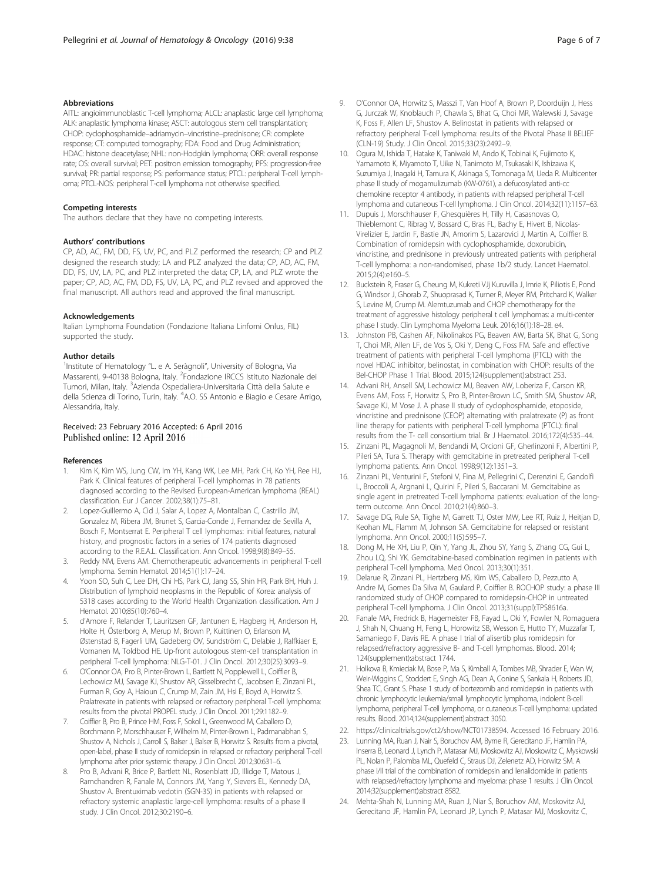## Abbreviations

AITL: angioimmunoblastic T-cell lymphoma; ALCL: anaplastic large cell lymphoma; ALK: anaplastic lymphoma kinase; ASCT: autologous stem cell transplantation; CHOP: cyclophosphamide–adriamycin–vincristine–prednisone; CR: complete response; CT: computed tomography; FDA: Food and Drug Administration; HDAC: histone deacetylase; NHL: non-Hodgkin lymphoma; ORR: overall response rate; OS: overall survival; PET: positron emission tomography; PFS: progression-free survival; PR: partial response; PS: performance status; PTCL: peripheral T-cell lymphoma; PTCL-NOS: peripheral T-cell lymphoma not otherwise specified.

## Competing interests

The authors declare that they have no competing interests.

## Authors' contributions

CP, AD, AC, FM, DD, FS, UV, PC, and PLZ performed the research; CP and PLZ designed the research study; LA and PLZ analyzed the data; CP, AD, AC, FM, DD, FS, UV, LA, PC, and PLZ interpreted the data; CP, LA, and PLZ wrote the paper; CP, AD, AC, FM, DD, FS, UV, LA, PC, and PLZ revised and approved the final manuscript. All authors read and approved the final manuscript.

## Acknowledgements

Italian Lymphoma Foundation (Fondazione Italiana Linfomi Onlus, FIL) supported the study.

## Author details

[1]Institute of Hematology "L. e A. Seràgnoli", University of Bologna, Via Massarenti, 9-40138 Bologna, Italy. [2]Fondazione IRCCS Istituto Nazionale dei Tumori, Milan, Italy. [3]Azienda Ospedaliera-Universitaria Città della Salute e della Scienza di Torino, Turin, Italy. [4]A.O. SS Antonio e Biagio e Cesare Arrigo, Alessandria, Italy.

Received: 23 February 2016 Accepted: 6 April 2016
Published online: 12 April 2016

## References

1. Kim K, Kim WS, Jung CW, Im YH, Kang WK, Lee MH, Park CH, Ko YH, Ree HJ, Park K. Clinical features of peripheral T-cell lymphomas in 78 patients diagnosed according to the Revised European-American lymphoma (REAL) classification. Eur J Cancer. 2002;38(1):75–81.
2. Lopez-Guillermo A, Cid J, Salar A, Lopez A, Montalban C, Castrillo JM, Gonzalez M, Ribera JM, Brunet S, Garcia-Conde J, Fernandez de Sevilla A, Bosch F, Montserrat E. Peripheral T cell lymphomas: initial features, natural history, and prognostic factors in a series of 174 patients diagnosed according to the R.E.A.L. Classification. Ann Oncol. 1998;9(8):849–55.
3. Reddy NM, Evens AM. Chemotherapeutic advancements in peripheral T-cell lymphoma. Semin Hematol. 2014;51(1):17–24.
4. Yoon SO, Suh C, Lee DH, Chi HS, Park CJ, Jang SS, Shin HR, Park BH, Huh J. Distribution of lymphoid neoplasms in the Republic of Korea: analysis of 5318 cases according to the World Health Organization classification. Am J Hematol. 2010;85(10):760–4.
5. d'Amore F, Relander T, Lauritzsen GF, Jantunen E, Hagberg H, Anderson H, Holte H, Österborg A, Merup M, Brown P, Kuittinen O, Erlanson M, Østenstad B, Fagerli UM, Gadeberg OV, Sundström C, Delabie J, Ralfkiaer E, Vornanen M, Toldbod HE. Up-front autologous stem-cell transplantation in peripheral T-cell lymphoma: NLG-T-01. J Clin Oncol. 2012;30(25):3093–9.
6. O'Connor OA, Pro B, Pinter-Brown L, Bartlett N, Popplewell L, Coiffier B, Lechowicz MJ, Savage KJ, Shustov AR, Gisselbrecht C, Jacobsen E, Zinzani PL, Furman R, Goy A, Haioun C, Crump M, Zain JM, Hsi E, Boyd A, Horwitz S. Pralatrexate in patients with relapsed or refractory peripheral T-cell lymphoma: results from the pivotal PROPEL study. J Clin Oncol. 2011;29:1182–9.
7. Coiffier B, Pro B, Prince HM, Foss F, Sokol L, Greenwood M, Caballero D, Borchmann P, Morschhauser F, Wilhelm M, Pinter-Brown L, Padmanabhan S, Shustov A, Nichols J, Carroll S, Balser J, Balser B, Horwitz S. Results from a pivotal, open-label, phase II study of romidepsin in relapsed or refractory peripheral T-cell lymphoma after prior systemic therapy. J Clin Oncol. 2012;30:631–6.
8. Pro B, Advani R, Brice P, Bartlett NL, Rosenblatt JD, Illidge T, Matous J, Ramchandren R, Fanale M, Connors JM, Yang Y, Sievers EL, Kennedy DA, Shustov A. Brentuximab vedotin (SGN-35) in patients with relapsed or refractory systemic anaplastic large-cell lymphoma: results of a phase II study. J Clin Oncol. 2012;30:2190–6.
9. O'Connor OA, Horwitz S, Masszi T, Van Hoof A, Brown P, Doorduijn J, Hess G, Jurczak W, Knoblauch P, Chawla S, Bhat G, Choi MR, Walewski J, Savage K, Foss F, Allen LF, Shustov A. Belinostat in patients with relapsed or refractory peripheral T-cell lymphoma: results of the Pivotal Phase II BELIEF (CLN-19) Study. J Clin Oncol. 2015;33(23):2492–9.
10. Ogura M, Ishida T, Hatake K, Taniwaki M, Ando K, Tobinai K, Fujimoto K, Yamamoto K, Miyamoto T, Uike N, Tanimoto M, Tsukasaki K, Ishizawa K, Suzumiya J, Inagaki H, Tamura K, Akinaga S, Tomonaga M, Ueda R. Multicenter phase II study of mogamulizumab (KW-0761), a defucosylated anti-cc chemokine receptor 4 antibody, in patients with relapsed peripheral T-cell lymphoma and cutaneous T-cell lymphoma. J Clin Oncol. 2014;32(11):1157–63.
11. Dupuis J, Morschhauser F, Ghesquières H, Tilly H, Casasnovas O, Thieblemont C, Ribrag V, Bossard C, Bras FL, Bachy E, Hivert B, Nicolas-Virelizier E, Jardin F, Bastie JN, Amorim S, Lazarovici J, Martin A, Coiffier B. Combination of romidepsin with cyclophosphamide, doxorubicin, vincristine, and prednisone in previously untreated patients with peripheral T-cell lymphoma: a non-randomised, phase 1b/2 study. Lancet Haematol. 2015;2(4):e160–5.
12. Buckstein R, Fraser G, Cheung M, Kukreti VJj Kuruvilla J, Imrie K, Piliotis E, Pond G, Windsor J, Ghorab Z, Shuoprasad K, Turner R, Meyer RM, Pritchard K, Walker S, Levine M, Crump M. Alemtuzumab and CHOP chemotherapy for the treatment of aggressive histology peripheral t cell lymphomas: a multi-center phase I study. Clin Lymphoma Myeloma Leuk. 2016;16(1):18–28. e4.
13. Johnston PB, Cashen AF, Nikolinakos PG, Beaven AW, Barta SK, Bhat G, Song T, Choi MR, Allen LF, de Vos S, Oki Y, Deng C, Foss FM. Safe and effective treatment of patients with peripheral T-cell lymphoma (PTCL) with the novel HDAC inhibitor, belinostat, in combination with CHOP: results of the Bel-CHOP Phase 1 Trial. Blood. 2015;124(supplement):abstract 253.
14. Advani RH, Ansell SM, Lechowicz MJ, Beaven AW, Loberiza F, Carson KR, Evens AM, Foss F, Horwitz S, Pro B, Pinter-Brown LC, Smith SM, Shustov AR, Savage KJ, M Vose J. A phase II study of cyclophosphamide, etoposide, vincristine and prednisone (CEOP) alternating with pralatrexate (P) as front line therapy for patients with peripheral T-cell lymphoma (PTCL): final results from the T- cell consortium trial. Br J Haematol. 2016;172(4):535–44.
15. Zinzani PL, Magagnoli M, Bendandi M, Orcioni GF, Gherlinzoni F, Albertini P, Pileri SA, Tura S. Therapy with gemcitabine in pretreated peripheral T-cell lymphoma patients. Ann Oncol. 1998;9(12):1351–3.
16. Zinzani PL, Venturini F, Stefoni V, Fina M, Pellegrini C, Derenzini E, Gandolfi L, Broccoli A, Argnani L, Quirini F, Pileri S, Baccarani M. Gemcitabine as single agent in pretreated T-cell lymphoma patients: evaluation of the long-term outcome. Ann Oncol. 2010;21(4):860–3.
17. Savage DG, Rule SA, Tighe M, Garrett TJ, Oster MW, Lee RT, Ruiz J, Heitjan D, Keohan ML, Flamm M, Johnson SA. Gemcitabine for relapsed or resistant lymphoma. Ann Oncol. 2000;11(5):595–7.
18. Dong M, He XH, Liu P, Qin Y, Yang JL, Zhou SY, Yang S, Zhang CG, Gui L, Zhou LQ, Shi YK. Gemcitabine-based combination regimen in patients with peripheral T-cell lymphoma. Med Oncol. 2013;30(1):351.
19. Delarue R, Zinzani PL, Hertzberg MS, Kim WS, Caballero D, Pezzutto A, Andre M, Gomes Da Silva M, Gaulard P, Coiffier B. ROCHOP study: a phase III randomized study of CHOP compared to romidepsin-CHOP in untreated peripheral T-cell lymphoma. J Clin Oncol. 2013;31(suppl):TPS8616a.
20. Fanale MA, Fredrick B, Hagemeister FB, Fayad L, Oki Y, Fowler N, Romaguera J, Shah N, Chuang H, Feng L, Horowitz SB, Wesson E, Hutto TY, Muzzafar T, Samaniego F, Davis RE. A phase I trial of alisertib plus romidepsin for relapsed/refractory aggressive B- and T-cell lymphomas. Blood. 2014; 124(supplement):abstract 1744.
21. Holkova B, Kmieciak M, Bose P, Ma S, Kimball A, Tombes MB, Shrader E, Wan W, Weir-Wiggins C, Stoddert E, Singh AG, Dean A, Conine S, Sankala H, Roberts JD, Shea TC, Grant S. Phase 1 study of bortezomib and romidepsin in patients with chronic lymphocytic leukemia/small lymphocytic lymphoma, indolent B-cell lymphoma, peripheral T-cell lymphoma, or cutaneous T-cell lymphoma: updated results. Blood. 2014;124(supplement):abstract 3050.
22. https://clinicaltrials.gov/ct2/show/NCT01738594. Accessed 16 February 2016.
23. Lunning MA, Ruan J, Nair S, Boruchov AM, Byrne R, Gerecitano JF, Hamlin PA, Inserra B, Leonard J, Lynch P, Matasar MJ, Moskowitz AJ, Moskowitz C, Myskowski PL, Nolan P, Palomba ML, Quefeld C, Straus DJ, Zelenetz AD, Horwitz SM. A phase I/II trial of the combination of romidepsin and lenalidomide in patients with relapsed/refractory lymphoma and myeloma: phase 1 results. J Clin Oncol. 2014;32(supplement):abstract 8582.
24. Mehta-Shah N, Lunning MA, Ruan J, Niar S, Boruchov AM, Moskovitz AJ, Gerecitano JF, Hamlin PA, Leonard JP, Lynch P, Matasar MJ, Moskovitz C,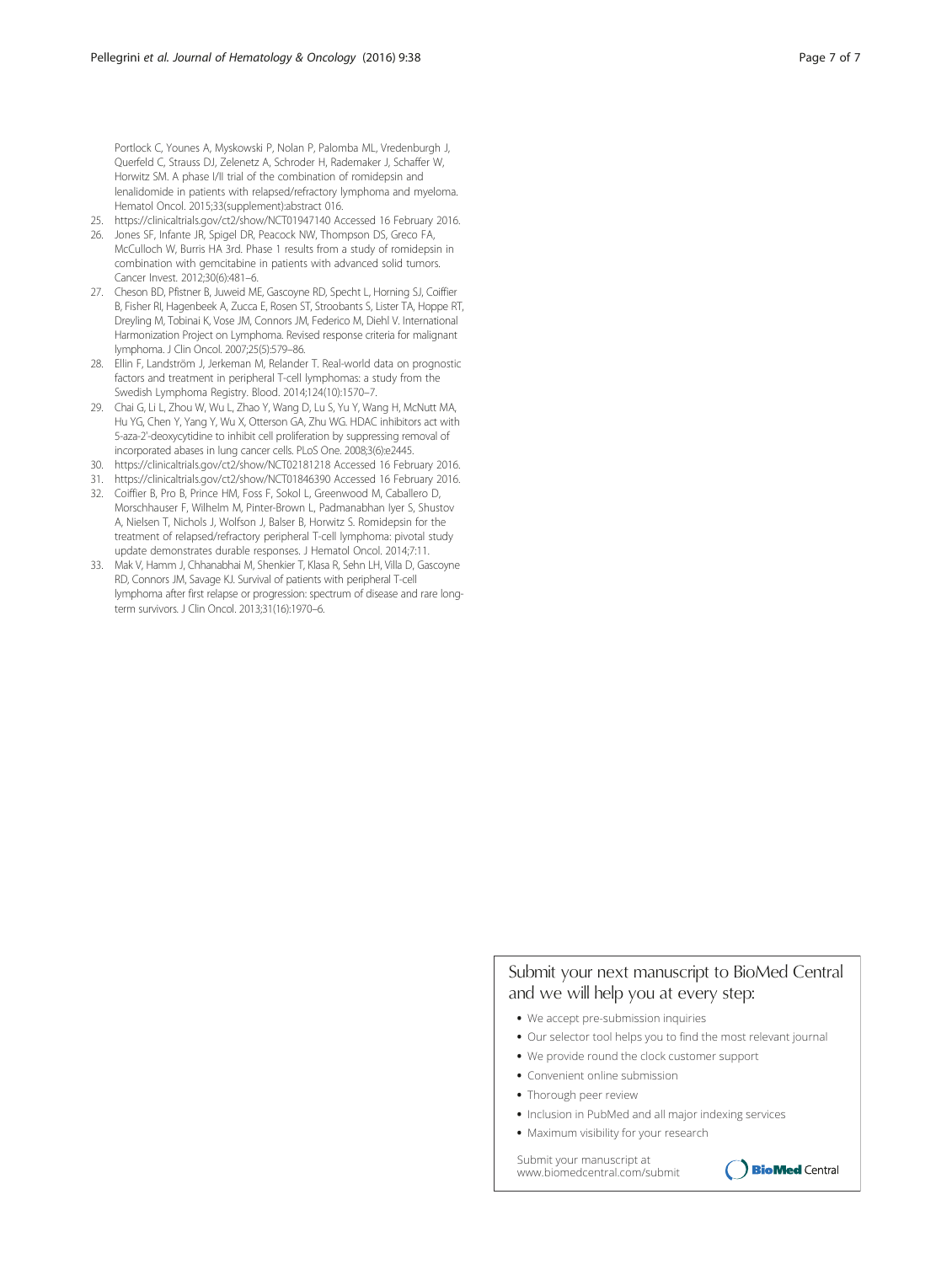Portlock C, Younes A, Myskowski P, Nolan P, Palomba ML, Vredenburgh J, Querfeld C, Strauss DJ, Zelenetz A, Schroder H, Rademaker J, Schaffer W, Horwitz SM. A phase I/II trial of the combination of romidepsin and lenalidomide in patients with relapsed/refractory lymphoma and myeloma. Hematol Oncol. 2015;33(supplement):abstract 016.

25. https://clinicaltrials.gov/ct2/show/NCT01947140 Accessed 16 February 2016.
26. Jones SF, Infante JR, Spigel DR, Peacock NW, Thompson DS, Greco FA, McCulloch W, Burris HA 3rd. Phase 1 results from a study of romidepsin in combination with gemcitabine in patients with advanced solid tumors. Cancer Invest. 2012;30(6):481–6.
27. Cheson BD, Pfistner B, Juweid ME, Gascoyne RD, Specht L, Horning SJ, Coiffier B, Fisher RI, Hagenbeek A, Zucca E, Rosen ST, Stroobants S, Lister TA, Hoppe RT, Dreyling M, Tobinai K, Vose JM, Connors JM, Federico M, Diehl V. International Harmonization Project on Lymphoma. Revised response criteria for malignant lymphoma. J Clin Oncol. 2007;25(5):579–86.
28. Ellin F, Landström J, Jerkeman M, Relander T. Real-world data on prognostic factors and treatment in peripheral T-cell lymphomas: a study from the Swedish Lymphoma Registry. Blood. 2014;124(10):1570–7.
29. Chai G, Li L, Zhou W, Wu L, Zhao Y, Wang D, Lu S, Yu Y, Wang H, McNutt MA, Hu YG, Chen Y, Yang Y, Wu X, Otterson GA, Zhu WG. HDAC inhibitors act with 5-aza-2′-deoxycytidine to inhibit cell proliferation by suppressing removal of incorporated abases in lung cancer cells. PLoS One. 2008;3(6):e2445.
30. https://clinicaltrials.gov/ct2/show/NCT02181218 Accessed 16 February 2016.
31. https://clinicaltrials.gov/ct2/show/NCT01846390 Accessed 16 February 2016.
32. Coiffier B, Pro B, Prince HM, Foss F, Sokol L, Greenwood M, Caballero D, Morschhauser F, Wilhelm M, Pinter-Brown L, Padmanabhan Iyer S, Shustov A, Nielsen T, Nichols J, Wolfson J, Balser B, Horwitz S. Romidepsin for the treatment of relapsed/refractory peripheral T-cell lymphoma: pivotal study update demonstrates durable responses. J Hematol Oncol. 2014;7:11.
33. Mak V, Hamm J, Chhanabhai M, Shenkier T, Klasa R, Sehn LH, Villa D, Gascoyne RD, Connors JM, Savage KJ. Survival of patients with peripheral T-cell lymphoma after first relapse or progression: spectrum of disease and rare long-term survivors. J Clin Oncol. 2013;31(16):1970–6.

Submit your next manuscript to BioMed Central and we will help you at every step:

- We accept pre-submission inquiries
- Our selector tool helps you to find the most relevant journal
- We provide round the clock customer support
- Convenient online submission
- Thorough peer review
- Inclusion in PubMed and all major indexing services
- Maximum visibility for your research

Submit your manuscript at www.biomedcentral.com/submit

BioMed Central